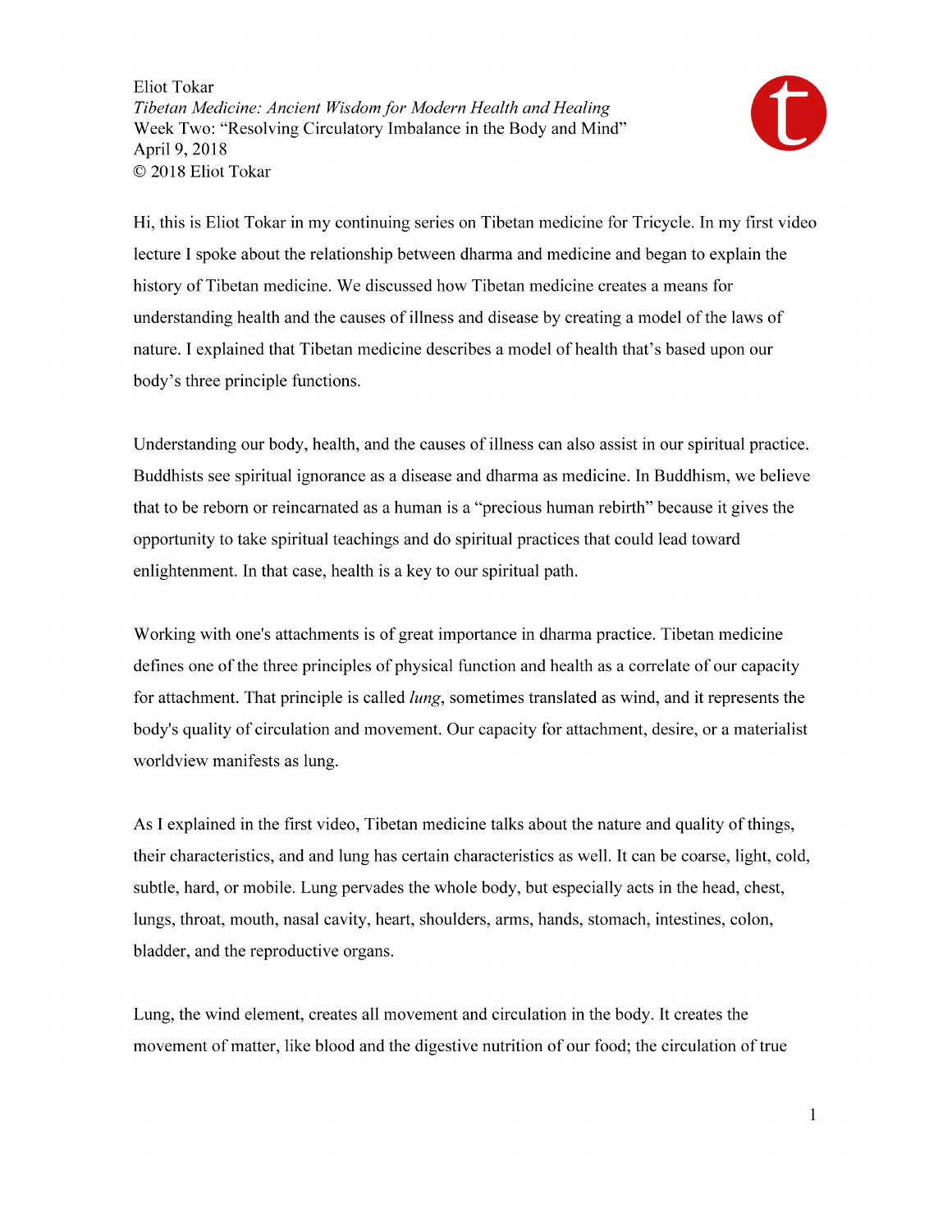Eliot Tokar
*Tibetan Medicine: Ancient Wisdom for Modern Health and Healing*
Week Two: "Resolving Circulatory Imbalance in the Body and Mind"
April 9, 2018
© 2018 Eliot Tokar

Hi, this is Eliot Tokar in my continuing series on Tibetan medicine for Tricycle. In my first video lecture I spoke about the relationship between dharma and medicine and began to explain the history of Tibetan medicine. We discussed how Tibetan medicine creates a means for understanding health and the causes of illness and disease by creating a model of the laws of nature. I explained that Tibetan medicine describes a model of health that's based upon our body's three principle functions.

Understanding our body, health, and the causes of illness can also assist in our spiritual practice. Buddhists see spiritual ignorance as a disease and dharma as medicine. In Buddhism, we believe that to be reborn or reincarnated as a human is a "precious human rebirth" because it gives the opportunity to take spiritual teachings and do spiritual practices that could lead toward enlightenment. In that case, health is a key to our spiritual path.

Working with one's attachments is of great importance in dharma practice. Tibetan medicine defines one of the three principles of physical function and health as a correlate of our capacity for attachment. That principle is called *lung*, sometimes translated as wind, and it represents the body's quality of circulation and movement. Our capacity for attachment, desire, or a materialist worldview manifests as lung.

As I explained in the first video, Tibetan medicine talks about the nature and quality of things, their characteristics, and and lung has certain characteristics as well. It can be coarse, light, cold, subtle, hard, or mobile. Lung pervades the whole body, but especially acts in the head, chest, lungs, throat, mouth, nasal cavity, heart, shoulders, arms, hands, stomach, intestines, colon, bladder, and the reproductive organs.

Lung, the wind element, creates all movement and circulation in the body. It creates the movement of matter, like blood and the digestive nutrition of our food; the circulation of true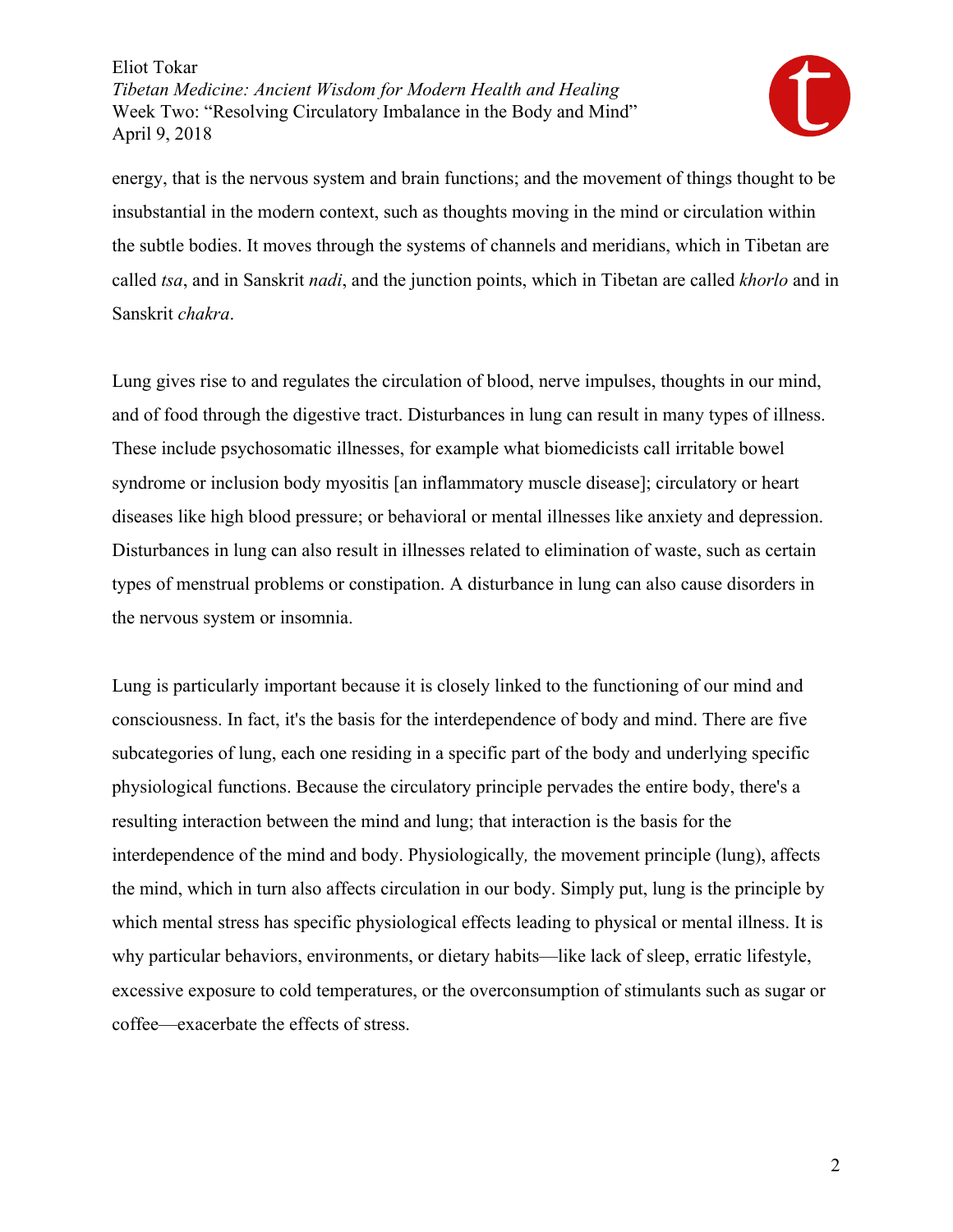energy, that is the nervous system and brain functions; and the movement of things thought to be insubstantial in the modern context, such as thoughts moving in the mind or circulation within the subtle bodies. It moves through the systems of channels and meridians, which in Tibetan are called *tsa*, and in Sanskrit *nadi*, and the junction points, which in Tibetan are called *khorlo* and in Sanskrit *chakra*.

Lung gives rise to and regulates the circulation of blood, nerve impulses, thoughts in our mind, and of food through the digestive tract. Disturbances in lung can result in many types of illness. These include psychosomatic illnesses, for example what biomedicists call irritable bowel syndrome or inclusion body myositis [an inflammatory muscle disease]; circulatory or heart diseases like high blood pressure; or behavioral or mental illnesses like anxiety and depression. Disturbances in lung can also result in illnesses related to elimination of waste, such as certain types of menstrual problems or constipation. A disturbance in lung can also cause disorders in the nervous system or insomnia.

Lung is particularly important because it is closely linked to the functioning of our mind and consciousness. In fact, it's the basis for the interdependence of body and mind. There are five subcategories of lung, each one residing in a specific part of the body and underlying specific physiological functions. Because the circulatory principle pervades the entire body, there's a resulting interaction between the mind and lung; that interaction is the basis for the interdependence of the mind and body. Physiologically, the movement principle (lung), affects the mind, which in turn also affects circulation in our body. Simply put, lung is the principle by which mental stress has specific physiological effects leading to physical or mental illness. It is why particular behaviors, environments, or dietary habits—like lack of sleep, erratic lifestyle, excessive exposure to cold temperatures, or the overconsumption of stimulants such as sugar or coffee—exacerbate the effects of stress.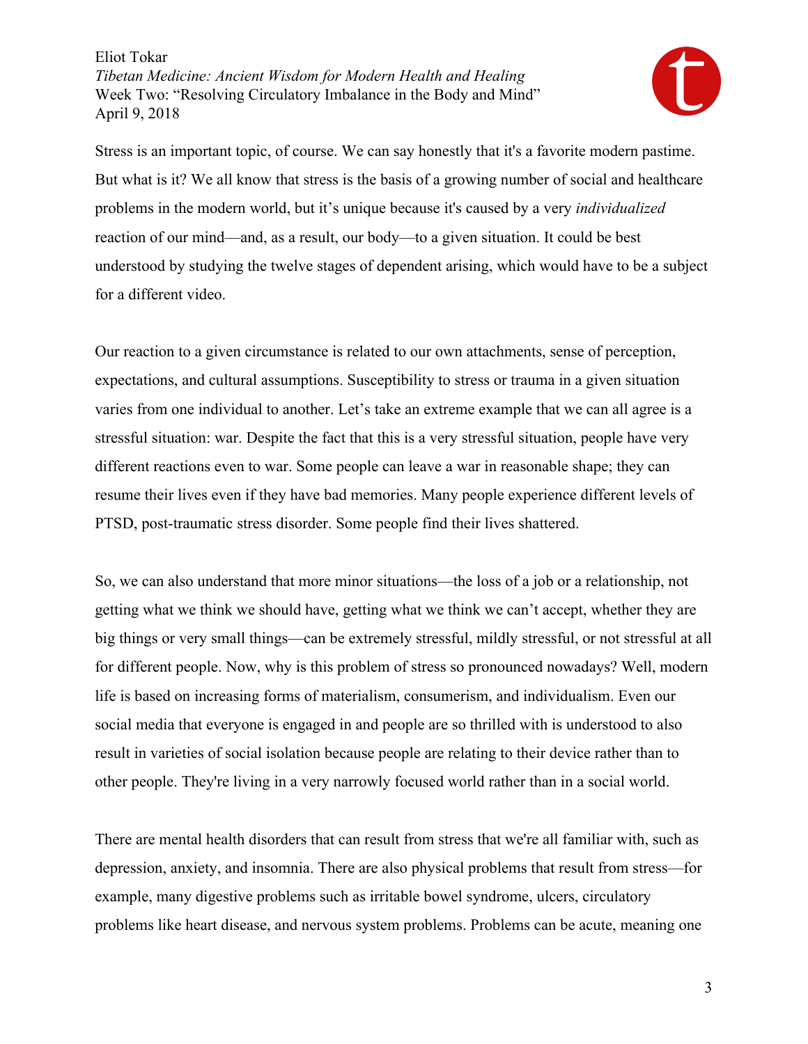Stress is an important topic, of course. We can say honestly that it's a favorite modern pastime. But what is it? We all know that stress is the basis of a growing number of social and healthcare problems in the modern world, but it's unique because it's caused by a very *individualized* reaction of our mind—and, as a result, our body—to a given situation. It could be best understood by studying the twelve stages of dependent arising, which would have to be a subject for a different video.

Our reaction to a given circumstance is related to our own attachments, sense of perception, expectations, and cultural assumptions. Susceptibility to stress or trauma in a given situation varies from one individual to another. Let's take an extreme example that we can all agree is a stressful situation: war. Despite the fact that this is a very stressful situation, people have very different reactions even to war. Some people can leave a war in reasonable shape; they can resume their lives even if they have bad memories. Many people experience different levels of PTSD, post-traumatic stress disorder. Some people find their lives shattered.

So, we can also understand that more minor situations—the loss of a job or a relationship, not getting what we think we should have, getting what we think we can't accept, whether they are big things or very small things—can be extremely stressful, mildly stressful, or not stressful at all for different people. Now, why is this problem of stress so pronounced nowadays? Well, modern life is based on increasing forms of materialism, consumerism, and individualism. Even our social media that everyone is engaged in and people are so thrilled with is understood to also result in varieties of social isolation because people are relating to their device rather than to other people. They're living in a very narrowly focused world rather than in a social world.

There are mental health disorders that can result from stress that we're all familiar with, such as depression, anxiety, and insomnia. There are also physical problems that result from stress—for example, many digestive problems such as irritable bowel syndrome, ulcers, circulatory problems like heart disease, and nervous system problems. Problems can be acute, meaning one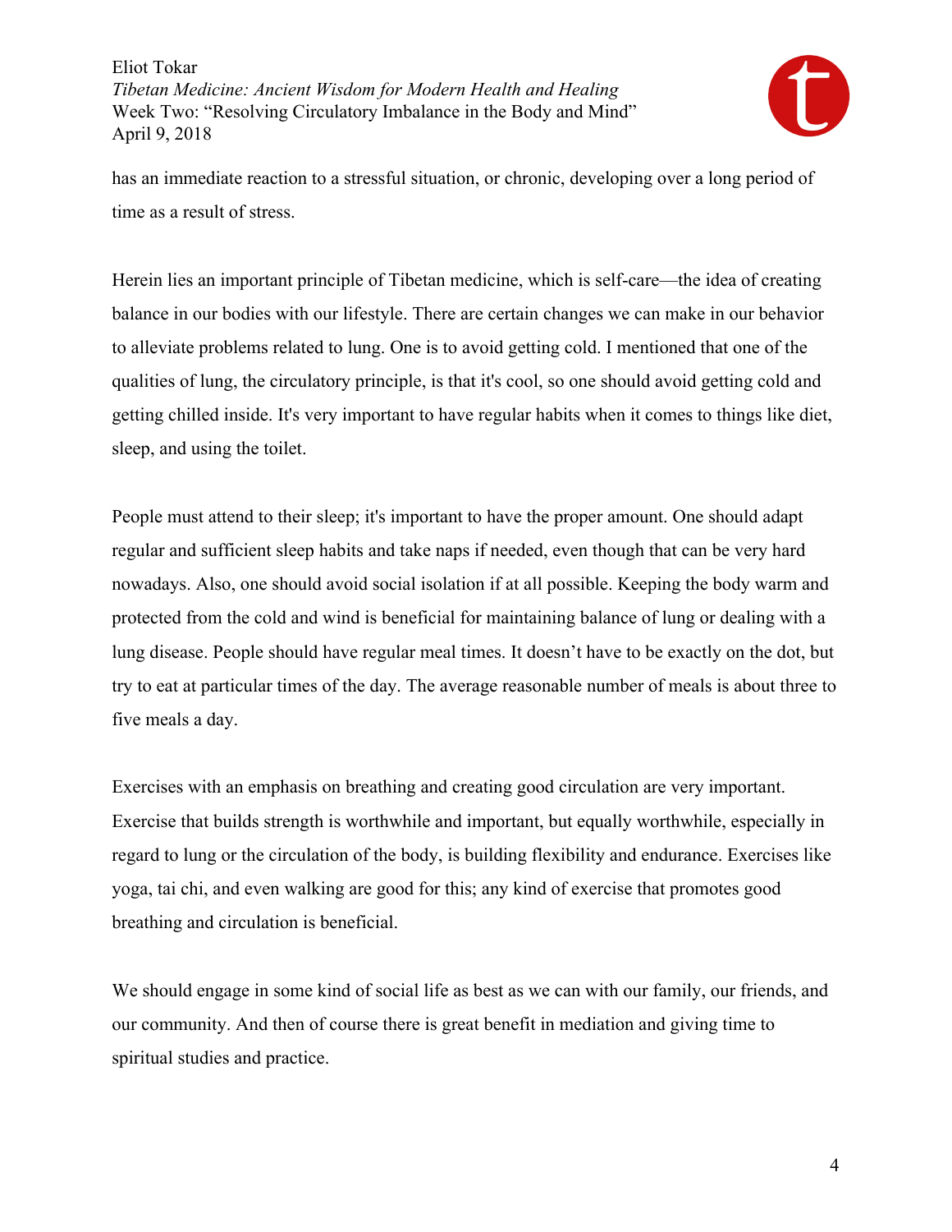has an immediate reaction to a stressful situation, or chronic, developing over a long period of time as a result of stress.

Herein lies an important principle of Tibetan medicine, which is self-care—the idea of creating balance in our bodies with our lifestyle. There are certain changes we can make in our behavior to alleviate problems related to lung. One is to avoid getting cold. I mentioned that one of the qualities of lung, the circulatory principle, is that it's cool, so one should avoid getting cold and getting chilled inside. It's very important to have regular habits when it comes to things like diet, sleep, and using the toilet.

People must attend to their sleep; it's important to have the proper amount. One should adapt regular and sufficient sleep habits and take naps if needed, even though that can be very hard nowadays. Also, one should avoid social isolation if at all possible. Keeping the body warm and protected from the cold and wind is beneficial for maintaining balance of lung or dealing with a lung disease. People should have regular meal times. It doesn't have to be exactly on the dot, but try to eat at particular times of the day. The average reasonable number of meals is about three to five meals a day.

Exercises with an emphasis on breathing and creating good circulation are very important. Exercise that builds strength is worthwhile and important, but equally worthwhile, especially in regard to lung or the circulation of the body, is building flexibility and endurance. Exercises like yoga, tai chi, and even walking are good for this; any kind of exercise that promotes good breathing and circulation is beneficial.

We should engage in some kind of social life as best as we can with our family, our friends, and our community. And then of course there is great benefit in mediation and giving time to spiritual studies and practice.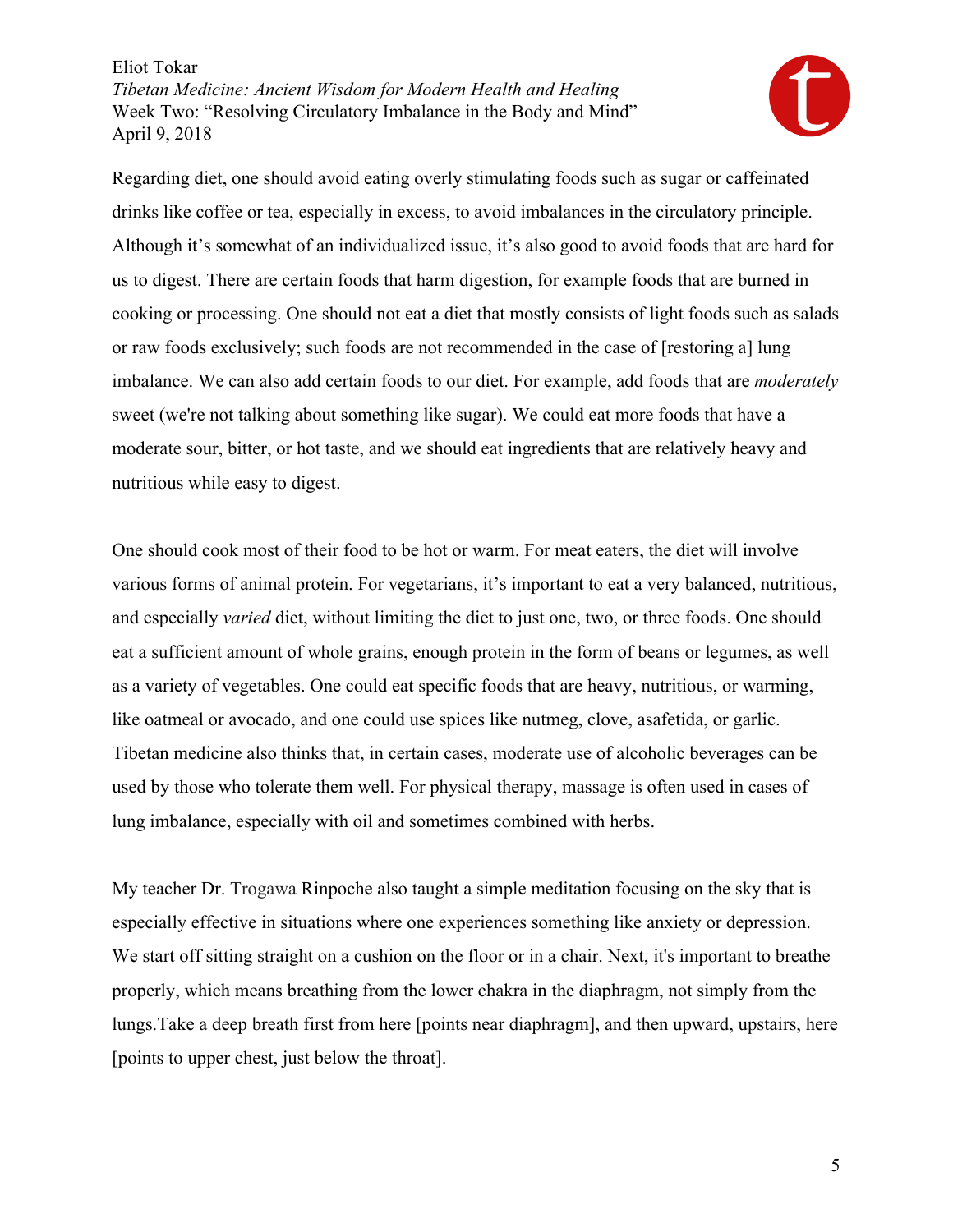Regarding diet, one should avoid eating overly stimulating foods such as sugar or caffeinated drinks like coffee or tea, especially in excess, to avoid imbalances in the circulatory principle. Although it's somewhat of an individualized issue, it's also good to avoid foods that are hard for us to digest. There are certain foods that harm digestion, for example foods that are burned in cooking or processing. One should not eat a diet that mostly consists of light foods such as salads or raw foods exclusively; such foods are not recommended in the case of [restoring a] lung imbalance. We can also add certain foods to our diet. For example, add foods that are *moderately* sweet (we're not talking about something like sugar). We could eat more foods that have a moderate sour, bitter, or hot taste, and we should eat ingredients that are relatively heavy and nutritious while easy to digest.

One should cook most of their food to be hot or warm. For meat eaters, the diet will involve various forms of animal protein. For vegetarians, it's important to eat a very balanced, nutritious, and especially *varied* diet, without limiting the diet to just one, two, or three foods. One should eat a sufficient amount of whole grains, enough protein in the form of beans or legumes, as well as a variety of vegetables. One could eat specific foods that are heavy, nutritious, or warming, like oatmeal or avocado, and one could use spices like nutmeg, clove, asafetida, or garlic. Tibetan medicine also thinks that, in certain cases, moderate use of alcoholic beverages can be used by those who tolerate them well. For physical therapy, massage is often used in cases of lung imbalance, especially with oil and sometimes combined with herbs.

My teacher Dr. Trogawa Rinpoche also taught a simple meditation focusing on the sky that is especially effective in situations where one experiences something like anxiety or depression. We start off sitting straight on a cushion on the floor or in a chair. Next, it's important to breathe properly, which means breathing from the lower chakra in the diaphragm, not simply from the lungs.Take a deep breath first from here [points near diaphragm], and then upward, upstairs, here [points to upper chest, just below the throat].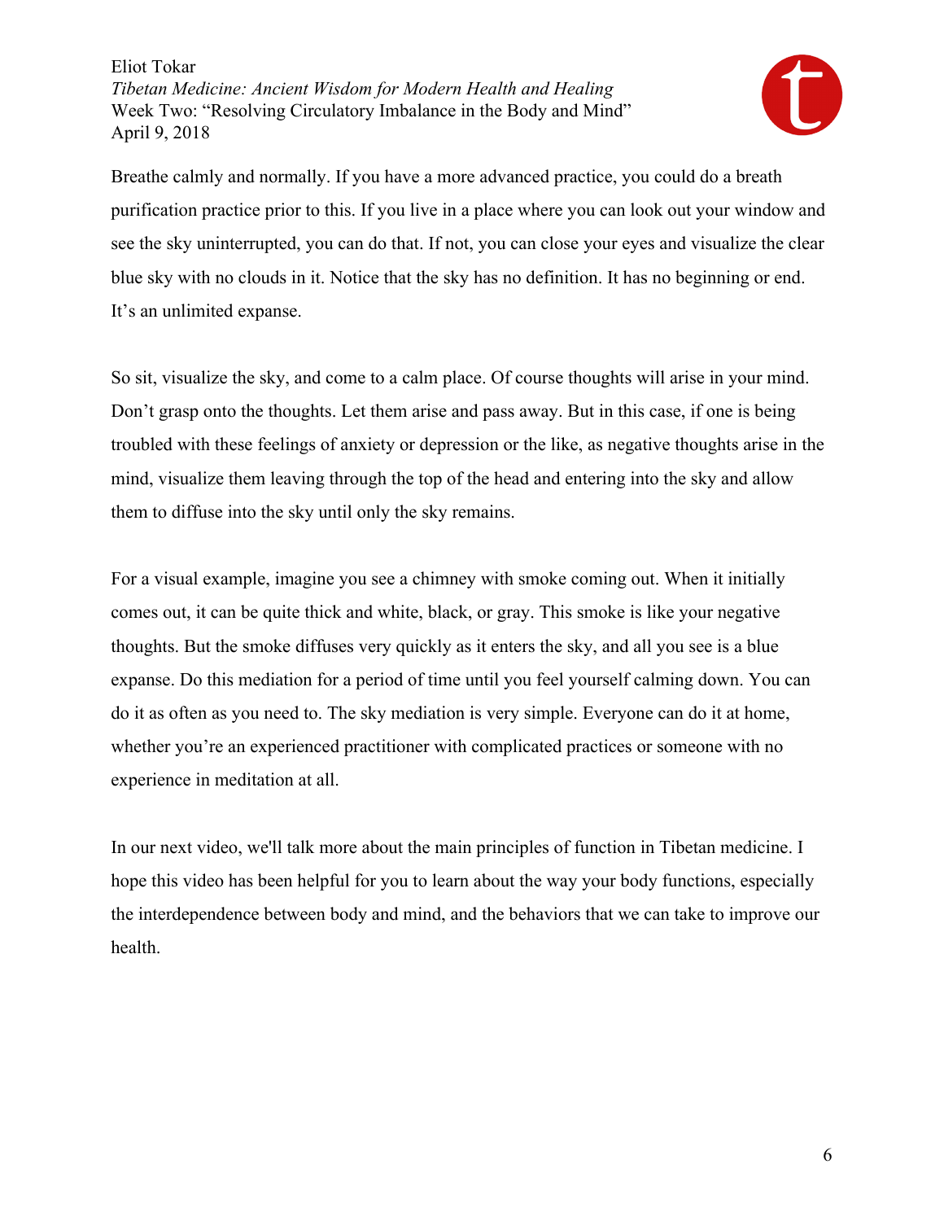Breathe calmly and normally. If you have a more advanced practice, you could do a breath purification practice prior to this. If you live in a place where you can look out your window and see the sky uninterrupted, you can do that. If not, you can close your eyes and visualize the clear blue sky with no clouds in it. Notice that the sky has no definition. It has no beginning or end. It's an unlimited expanse.

So sit, visualize the sky, and come to a calm place. Of course thoughts will arise in your mind. Don't grasp onto the thoughts. Let them arise and pass away. But in this case, if one is being troubled with these feelings of anxiety or depression or the like, as negative thoughts arise in the mind, visualize them leaving through the top of the head and entering into the sky and allow them to diffuse into the sky until only the sky remains.

For a visual example, imagine you see a chimney with smoke coming out. When it initially comes out, it can be quite thick and white, black, or gray. This smoke is like your negative thoughts. But the smoke diffuses very quickly as it enters the sky, and all you see is a blue expanse. Do this mediation for a period of time until you feel yourself calming down. You can do it as often as you need to. The sky mediation is very simple. Everyone can do it at home, whether you're an experienced practitioner with complicated practices or someone with no experience in meditation at all.

In our next video, we'll talk more about the main principles of function in Tibetan medicine. I hope this video has been helpful for you to learn about the way your body functions, especially the interdependence between body and mind, and the behaviors that we can take to improve our health.